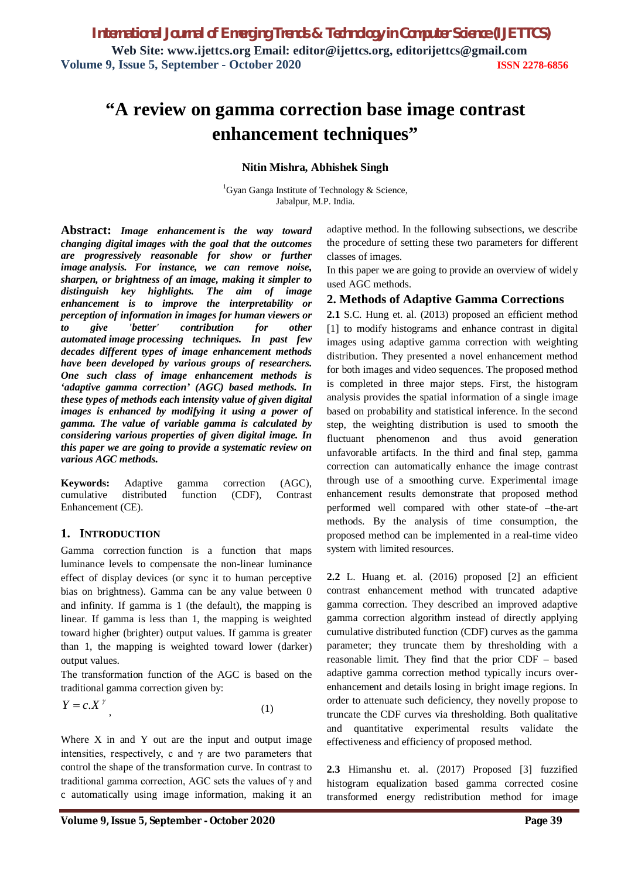# "A review on gamma correction base image contrast enhancement techniques"

**Nitin Mishra, Abhishek Singh**

[1]Gyan Ganga Institute of Technology & Science, Jabalpur, M.P. India.

**Abstract:** ***Image enhancement is the way toward changing digital images with the goal that the outcomes are progressively reasonable for show or further image analysis. For instance, we can remove noise, sharpen, or brightness of an image, making it simpler to distinguish key highlights. The aim of image enhancement is to improve the interpretability or perception of information in images for human viewers or to give 'better' contribution for other automated image processing techniques. In past few decades different types of image enhancement methods have been developed by various groups of researchers. One such class of image enhancement methods is 'adaptive gamma correction' (AGC) based methods. In these types of methods each intensity value of given digital images is enhanced by modifying it using a power of gamma. The value of variable gamma is calculated by considering various properties of given digital image. In this paper we are going to provide a systematic review on various AGC methods.***

**Keywords:** Adaptive gamma correction (AGC), cumulative distributed function (CDF), Contrast Enhancement (CE).

## 1. Introduction

Gamma correction function is a function that maps luminance levels to compensate the non-linear luminance effect of display devices (or sync it to human perceptive bias on brightness). Gamma can be any value between 0 and infinity. If gamma is 1 (the default), the mapping is linear. If gamma is less than 1, the mapping is weighted toward higher (brighter) output values. If gamma is greater than 1, the mapping is weighted toward lower (darker) output values.

The transformation function of the AGC is based on the traditional gamma correction given by:

$$Y = c.X^{\gamma}, \qquad (1)$$

Where X in and Y out are the input and output image intensities, respectively, c and $\gamma$ are two parameters that control the shape of the transformation curve. In contrast to traditional gamma correction, AGC sets the values of $\gamma$ and c automatically using image information, making it an adaptive method. In the following subsections, we describe the procedure of setting these two parameters for different classes of images.

In this paper we are going to provide an overview of widely used AGC methods.

## 2. Methods of Adaptive Gamma Corrections

**2.1** S.C. Hung et. al. (2013) proposed an efficient method [1] to modify histograms and enhance contrast in digital images using adaptive gamma correction with weighting distribution. They presented a novel enhancement method for both images and video sequences. The proposed method is completed in three major steps. First, the histogram analysis provides the spatial information of a single image based on probability and statistical inference. In the second step, the weighting distribution is used to smooth the fluctuant phenomenon and thus avoid generation unfavorable artifacts. In the third and final step, gamma correction can automatically enhance the image contrast through use of a smoothing curve. Experimental image enhancement results demonstrate that proposed method performed well compared with other state-of –the-art methods. By the analysis of time consumption, the proposed method can be implemented in a real-time video system with limited resources.

**2.2** L. Huang et. al. (2016) proposed [2] an efficient contrast enhancement method with truncated adaptive gamma correction. They described an improved adaptive gamma correction algorithm instead of directly applying cumulative distributed function (CDF) curves as the gamma parameter; they truncate them by thresholding with a reasonable limit. They find that the prior CDF – based adaptive gamma correction method typically incurs over-enhancement and details losing in bright image regions. In order to attenuate such deficiency, they novelly propose to truncate the CDF curves via thresholding. Both qualitative and quantitative experimental results validate the effectiveness and efficiency of proposed method.

**2.3** Himanshu et. al. (2017) Proposed [3] fuzzified histogram equalization based gamma corrected cosine transformed energy redistribution method for image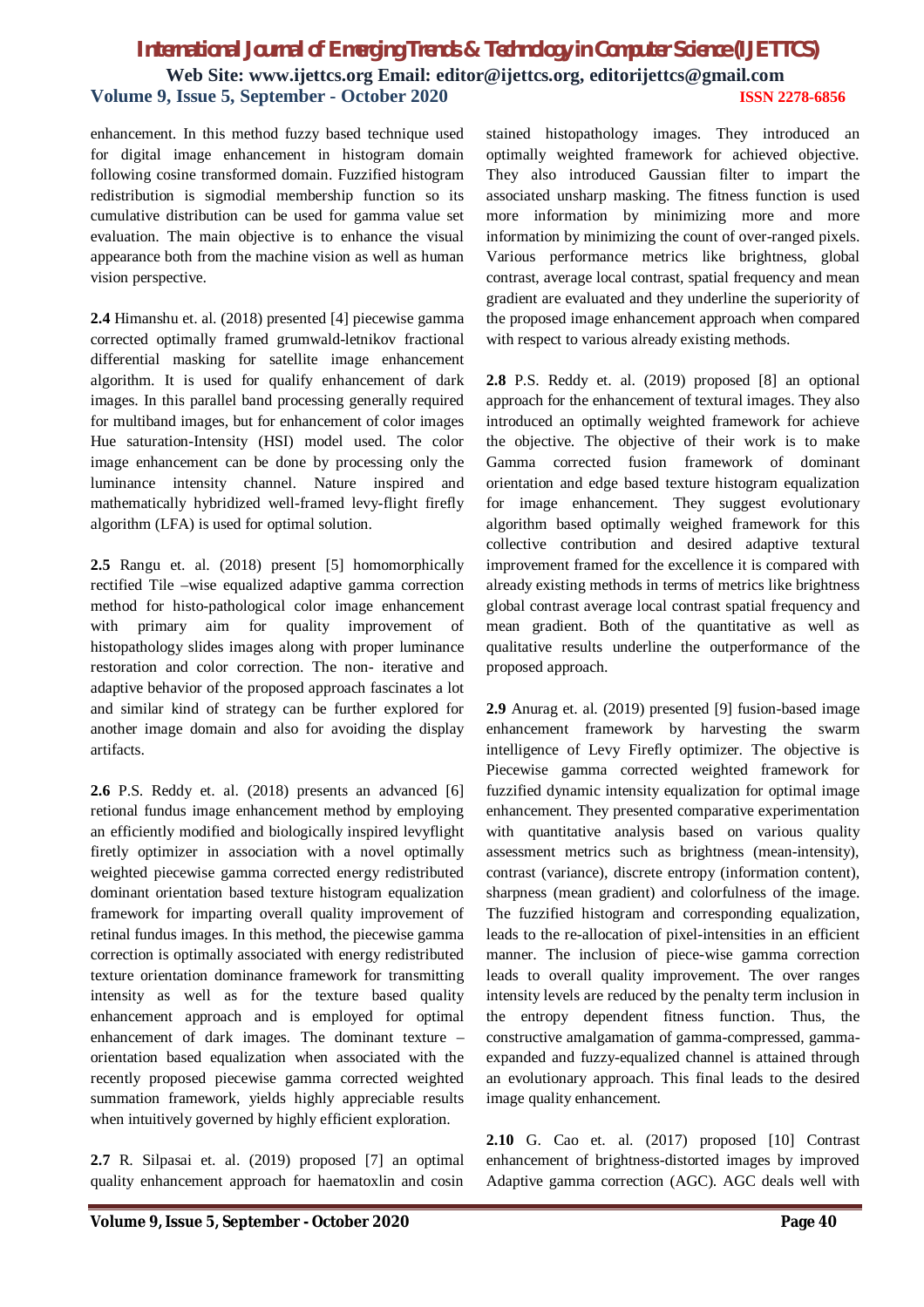enhancement. In this method fuzzy based technique used for digital image enhancement in histogram domain following cosine transformed domain. Fuzzified histogram redistribution is sigmodial membership function so its cumulative distribution can be used for gamma value set evaluation. The main objective is to enhance the visual appearance both from the machine vision as well as human vision perspective.

**2.4** Himanshu et. al. (2018) presented [4] piecewise gamma corrected optimally framed grumwald-letnikov fractional differential masking for satellite image enhancement algorithm. It is used for qualify enhancement of dark images. In this parallel band processing generally required for multiband images, but for enhancement of color images Hue saturation-Intensity (HSI) model used. The color image enhancement can be done by processing only the luminance intensity channel. Nature inspired and mathematically hybridized well-framed levy-flight firefly algorithm (LFA) is used for optimal solution.

**2.5** Rangu et. al. (2018) present [5] homomorphically rectified Tile –wise equalized adaptive gamma correction method for histo-pathological color image enhancement with primary aim for quality improvement of histopathology slides images along with proper luminance restoration and color correction. The non- iterative and adaptive behavior of the proposed approach fascinates a lot and similar kind of strategy can be further explored for another image domain and also for avoiding the display artifacts.

**2.6** P.S. Reddy et. al. (2018) presents an advanced [6] retional fundus image enhancement method by employing an efficiently modified and biologically inspired levyflight firetly optimizer in association with a novel optimally weighted piecewise gamma corrected energy redistributed dominant orientation based texture histogram equalization framework for imparting overall quality improvement of retinal fundus images. In this method, the piecewise gamma correction is optimally associated with energy redistributed texture orientation dominance framework for transmitting intensity as well as for the texture based quality enhancement approach and is employed for optimal enhancement of dark images. The dominant texture – orientation based equalization when associated with the recently proposed piecewise gamma corrected weighted summation framework, yields highly appreciable results when intuitively governed by highly efficient exploration.

**2.7** R. Silpasai et. al. (2019) proposed [7] an optimal quality enhancement approach for haematoxlin and cosin stained histopathology images. They introduced an optimally weighted framework for achieved objective. They also introduced Gaussian filter to impart the associated unsharp masking. The fitness function is used more information by minimizing more and more information by minimizing the count of over-ranged pixels. Various performance metrics like brightness, global contrast, average local contrast, spatial frequency and mean gradient are evaluated and they underline the superiority of the proposed image enhancement approach when compared with respect to various already existing methods.

**2.8** P.S. Reddy et. al. (2019) proposed [8] an optional approach for the enhancement of textural images. They also introduced an optimally weighted framework for achieve the objective. The objective of their work is to make Gamma corrected fusion framework of dominant orientation and edge based texture histogram equalization for image enhancement. They suggest evolutionary algorithm based optimally weighed framework for this collective contribution and desired adaptive textural improvement framed for the excellence it is compared with already existing methods in terms of metrics like brightness global contrast average local contrast spatial frequency and mean gradient. Both of the quantitative as well as qualitative results underline the outperformance of the proposed approach.

**2.9** Anurag et. al. (2019) presented [9] fusion-based image enhancement framework by harvesting the swarm intelligence of Levy Firefly optimizer. The objective is Piecewise gamma corrected weighted framework for fuzzified dynamic intensity equalization for optimal image enhancement. They presented comparative experimentation with quantitative analysis based on various quality assessment metrics such as brightness (mean-intensity), contrast (variance), discrete entropy (information content), sharpness (mean gradient) and colorfulness of the image. The fuzzified histogram and corresponding equalization, leads to the re-allocation of pixel-intensities in an efficient manner. The inclusion of piece-wise gamma correction leads to overall quality improvement. The over ranges intensity levels are reduced by the penalty term inclusion in the entropy dependent fitness function. Thus, the constructive amalgamation of gamma-compressed, gamma-expanded and fuzzy-equalized channel is attained through an evolutionary approach. This final leads to the desired image quality enhancement.

**2.10** G. Cao et. al. (2017) proposed [10] Contrast enhancement of brightness-distorted images by improved Adaptive gamma correction (AGC). AGC deals well with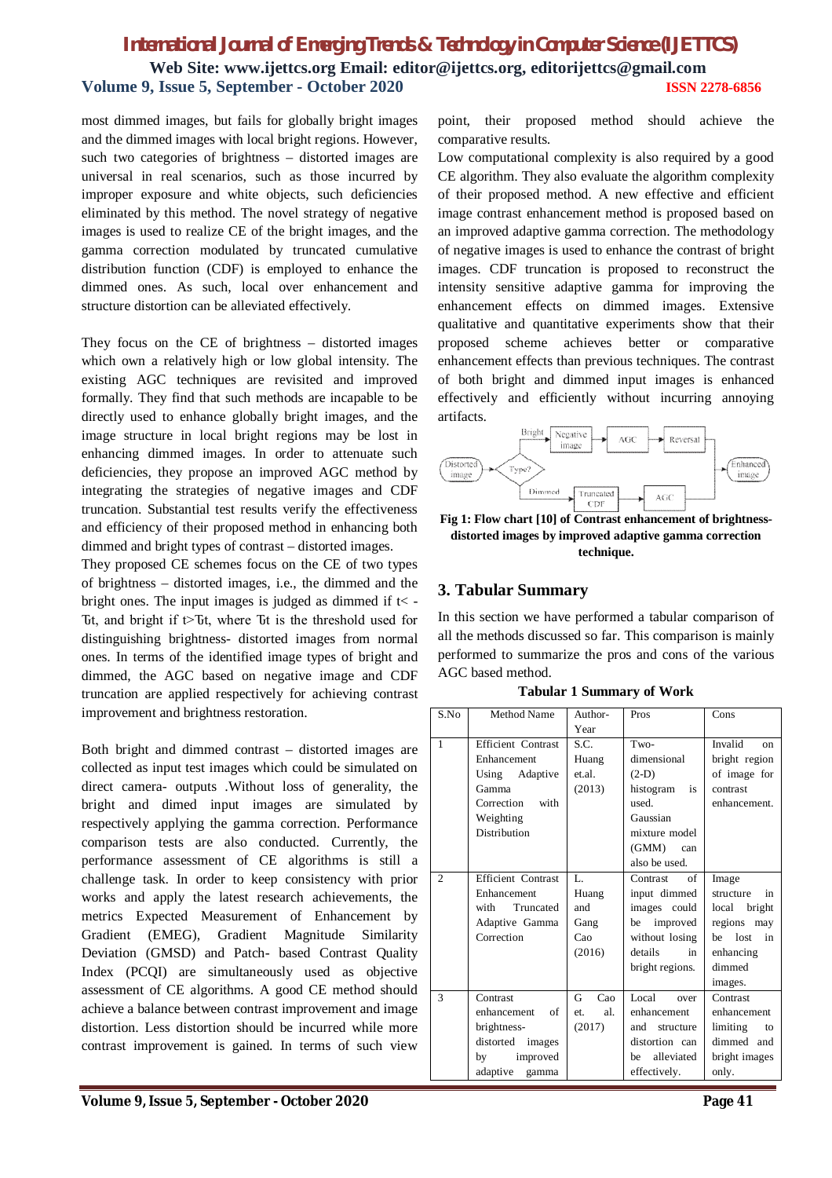most dimmed images, but fails for globally bright images and the dimmed images with local bright regions. However, such two categories of brightness – distorted images are universal in real scenarios, such as those incurred by improper exposure and white objects, such deficiencies eliminated by this method. The novel strategy of negative images is used to realize CE of the bright images, and the gamma correction modulated by truncated cumulative distribution function (CDF) is employed to enhance the dimmed ones. As such, local over enhancement and structure distortion can be alleviated effectively.

They focus on the CE of brightness – distorted images which own a relatively high or low global intensity. The existing AGC techniques are revisited and improved formally. They find that such methods are incapable to be directly used to enhance globally bright images, and the image structure in local bright regions may be lost in enhancing dimmed images. In order to attenuate such deficiencies, they propose an improved AGC method by integrating the strategies of negative images and CDF truncation. Substantial test results verify the effectiveness and efficiency of their proposed method in enhancing both dimmed and bright types of contrast – distorted images.

They proposed CE schemes focus on the CE of two types of brightness – distorted images, i.e., the dimmed and the bright ones. The input images is judged as dimmed if $t< -T_t$, and bright if $t>T_t$, where $T_t$ is the threshold used for distinguishing brightness- distorted images from normal ones. In terms of the identified image types of bright and dimmed, the AGC based on negative image and CDF truncation are applied respectively for achieving contrast improvement and brightness restoration.

Both bright and dimmed contrast – distorted images are collected as input test images which could be simulated on direct camera- outputs .Without loss of generality, the bright and dimed input images are simulated by respectively applying the gamma correction. Performance comparison tests are also conducted. Currently, the performance assessment of CE algorithms is still a challenge task. In order to keep consistency with prior works and apply the latest research achievements, the metrics Expected Measurement of Enhancement by Gradient (EMEG), Gradient Magnitude Similarity Deviation (GMSD) and Patch- based Contrast Quality Index (PCQI) are simultaneously used as objective assessment of CE algorithms. A good CE method should achieve a balance between contrast improvement and image distortion. Less distortion should be incurred while more contrast improvement is gained. In terms of such view point, their proposed method should achieve the comparative results.

Low computational complexity is also required by a good CE algorithm. They also evaluate the algorithm complexity of their proposed method. A new effective and efficient image contrast enhancement method is proposed based on an improved adaptive gamma correction. The methodology of negative images is used to enhance the contrast of bright images. CDF truncation is proposed to reconstruct the intensity sensitive adaptive gamma for improving the enhancement effects on dimmed images. Extensive qualitative and quantitative experiments show that their proposed scheme achieves better or comparative enhancement effects than previous techniques. The contrast of both bright and dimmed input images is enhanced effectively and efficiently without incurring annoying artifacts.

**Fig 1: Flow chart [10] of Contrast enhancement of brightness-distorted images by improved adaptive gamma correction technique.**

## 3. Tabular Summary

In this section we have performed a tabular comparison of all the methods discussed so far. This comparison is mainly performed to summarize the pros and cons of the various AGC based method.

**Tabular 1 Summary of Work**

| S.No | Method Name | Author-Year | Pros | Cons |
|---|---|---|---|---|
| 1 | Efficient Contrast Enhancement Using Adaptive Gamma Correction with Weighting Distribution | S.C. Huang et.al. (2013) | Two-dimensional (2-D) histogram is used. Gaussian mixture model (GMM) can also be used. | Invalid on bright region of image for contrast enhancement. |
| 2 | Efficient Contrast Enhancement with Truncated Adaptive Gamma Correction | L. Huang and Gang Cao (2016) | Contrast of input dimmed images could be improved without losing details in bright regions. | Image structure in local bright regions may be lost in enhancing dimmed images. |
| 3 | Contrast enhancement of brightness-distorted images by improved adaptive gamma | G Cao et. al. (2017) | Local over enhancement and structure distortion can be alleviated effectively. | Contrast enhancement limiting to dimmed and bright images only. |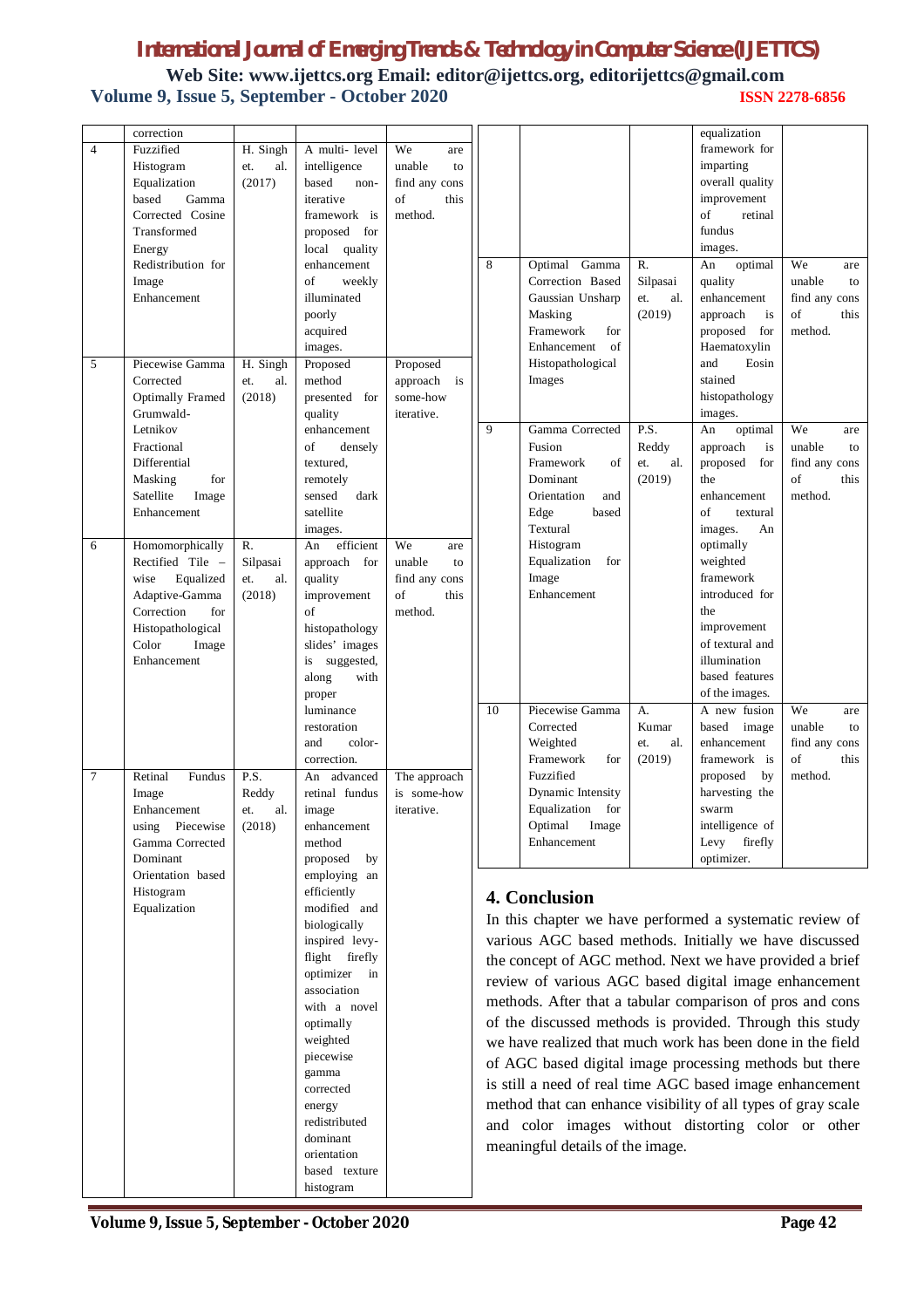| | correction | | | |
|---|---|---|---|---|
| 4 | Fuzzified Histogram Equalization based Gamma Corrected Cosine Transformed Energy Redistribution for Image Enhancement | H. Singh et. al. (2017) | A multi- level intelligence based non-iterative framework is proposed for local quality enhancement of weekly illuminated poorly acquired images. | We are unable to find any cons of this method. |
| 5 | Piecewise Gamma Corrected Optimally Framed Grumwald-Letnikov Fractional Differential Masking for Satellite Image Enhancement | H. Singh et. al. (2018) | Proposed method presented for quality enhancement of densely textured, remotely sensed dark satellite images. | Proposed approach is some-how iterative. |
| 6 | Homomorphically Rectified Tile – wise Equalized Adaptive-Gamma Correction for Histopathological Color Image Enhancement | R. Silpasai et. al. (2018) | An efficient approach for quality improvement of histopathology slides' images is suggested, along with proper luminance restoration and color-correction. | We are unable to find any cons of this method. |
| 7 | Retinal Fundus Image Enhancement using Piecewise Gamma Corrected Dominant Orientation based Histogram Equalization | P.S. Reddy et. al. (2018) | An advanced retinal fundus image enhancement method proposed by employing an efficiently modified and biologically inspired levy-flight firefly optimizer in association with a novel optimally weighted piecewise gamma corrected energy redistributed dominant orientation based texture histogram equalization framework for imparting overall quality improvement of retinal fundus images. | The approach is some-how iterative. |
| 8 | Optimal Gamma Correction Based Gaussian Unsharp Masking Framework for Enhancement of Histopathological Images | R. Silpasai et. al. (2019) | An optimal quality enhancement approach is proposed for Haematoxylin and Eosin stained histopathology images. | We are unable to find any cons of this method. |
| 9 | Gamma Corrected Fusion Framework of Dominant Orientation and Edge based Textural Histogram Equalization for Image Enhancement | P.S. Reddy et. al. (2019) | An optimal approach is proposed for the enhancement of textural images. An optimally weighted framework introduced for the improvement of textural and illumination based features of the images. | We are unable to find any cons of this method. |
| 10 | Piecewise Gamma Corrected Weighted Framework for Fuzzified Dynamic Intensity Equalization for Optimal Image Enhancement | A. Kumar et. al. (2019) | A new fusion based image enhancement framework is proposed by harvesting the swarm intelligence of Levy firefly optimizer. | We are unable to find any cons of this method. |

## 4. Conclusion

In this chapter we have performed a systematic review of various AGC based methods. Initially we have discussed the concept of AGC method. Next we have provided a brief review of various AGC based digital image enhancement methods. After that a tabular comparison of pros and cons of the discussed methods is provided. Through this study we have realized that much work has been done in the field of AGC based digital image processing methods but there is still a need of real time AGC based image enhancement method that can enhance visibility of all types of gray scale and color images without distorting color or other meaningful details of the image.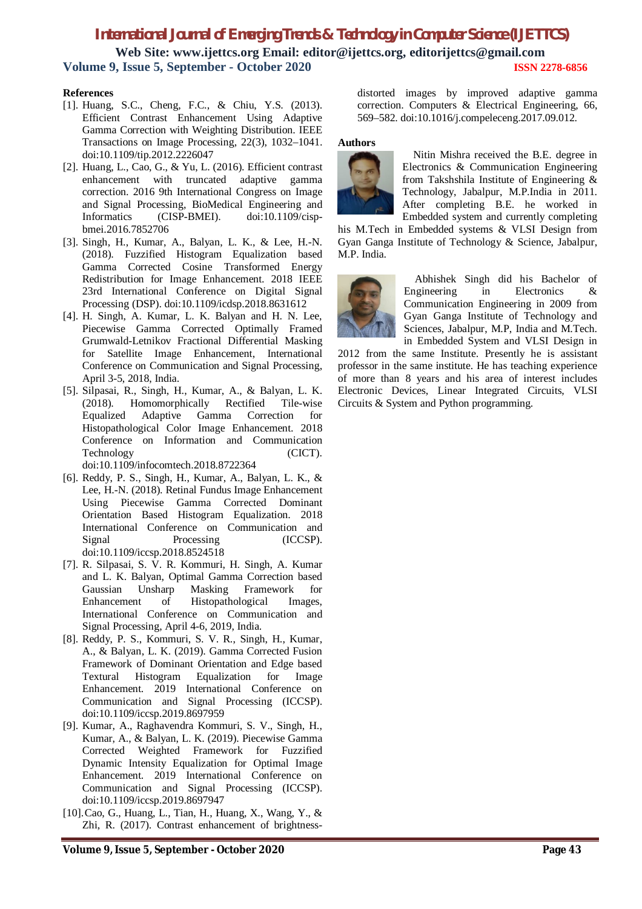## References

[1]. Huang, S.C., Cheng, F.C., & Chiu, Y.S. (2013). Efficient Contrast Enhancement Using Adaptive Gamma Correction with Weighting Distribution. IEEE Transactions on Image Processing, 22(3), 1032–1041. doi:10.1109/tip.2012.2226047

[2]. Huang, L., Cao, G., & Yu, L. (2016). Efficient contrast enhancement with truncated adaptive gamma correction. 2016 9th International Congress on Image and Signal Processing, BioMedical Engineering and Informatics (CISP-BMEI). doi:10.1109/cisp-bmei.2016.7852706

[3]. Singh, H., Kumar, A., Balyan, L. K., & Lee, H.-N. (2018). Fuzzified Histogram Equalization based Gamma Corrected Cosine Transformed Energy Redistribution for Image Enhancement. 2018 IEEE 23rd International Conference on Digital Signal Processing (DSP). doi:10.1109/icdsp.2018.8631612

[4]. H. Singh, A. Kumar, L. K. Balyan and H. N. Lee, Piecewise Gamma Corrected Optimally Framed Grumwald-Letnikov Fractional Differential Masking for Satellite Image Enhancement, International Conference on Communication and Signal Processing, April 3-5, 2018, India.

[5]. Silpasai, R., Singh, H., Kumar, A., & Balyan, L. K. (2018). Homomorphically Rectified Tile-wise Equalized Adaptive Gamma Correction for Histopathological Color Image Enhancement. 2018 Conference on Information and Communication Technology (CICT). doi:10.1109/infocomtech.2018.8722364

[6]. Reddy, P. S., Singh, H., Kumar, A., Balyan, L. K., & Lee, H.-N. (2018). Retinal Fundus Image Enhancement Using Piecewise Gamma Corrected Dominant Orientation Based Histogram Equalization. 2018 International Conference on Communication and Signal Processing (ICCSP). doi:10.1109/iccsp.2018.8524518

[7]. R. Silpasai, S. V. R. Kommuri, H. Singh, A. Kumar and L. K. Balyan, Optimal Gamma Correction based Gaussian Unsharp Masking Framework for Enhancement of Histopathological Images, International Conference on Communication and Signal Processing, April 4-6, 2019, India.

[8]. Reddy, P. S., Kommuri, S. V. R., Singh, H., Kumar, A., & Balyan, L. K. (2019). Gamma Corrected Fusion Framework of Dominant Orientation and Edge based Textural Histogram Equalization for Image Enhancement. 2019 International Conference on Communication and Signal Processing (ICCSP). doi:10.1109/iccsp.2019.8697959

[9]. Kumar, A., Raghavendra Kommuri, S. V., Singh, H., Kumar, A., & Balyan, L. K. (2019). Piecewise Gamma Corrected Weighted Framework for Fuzzified Dynamic Intensity Equalization for Optimal Image Enhancement. 2019 International Conference on Communication and Signal Processing (ICCSP). doi:10.1109/iccsp.2019.8697947

[10]. Cao, G., Huang, L., Tian, H., Huang, X., Wang, Y., & Zhi, R. (2017). Contrast enhancement of brightness-distorted images by improved adaptive gamma correction. Computers & Electrical Engineering, 66, 569–582. doi:10.1016/j.compeleceng.2017.09.012.

## Authors

Nitin Mishra received the B.E. degree in Electronics & Communication Engineering from Takshshila Institute of Engineering & Technology, Jabalpur, M.P.India in 2011. After completing B.E. he worked in Embedded system and currently completing his M.Tech in Embedded systems & VLSI Design from Gyan Ganga Institute of Technology & Science, Jabalpur, M.P. India.

Abhishek Singh did his Bachelor of Engineering in Electronics & Communication Engineering in 2009 from Gyan Ganga Institute of Technology and Sciences, Jabalpur, M.P, India and M.Tech. in Embedded System and VLSI Design in 2012 from the same Institute. Presently he is assistant professor in the same institute. He has teaching experience of more than 8 years and his area of interest includes Electronic Devices, Linear Integrated Circuits, VLSI Circuits & System and Python programming.